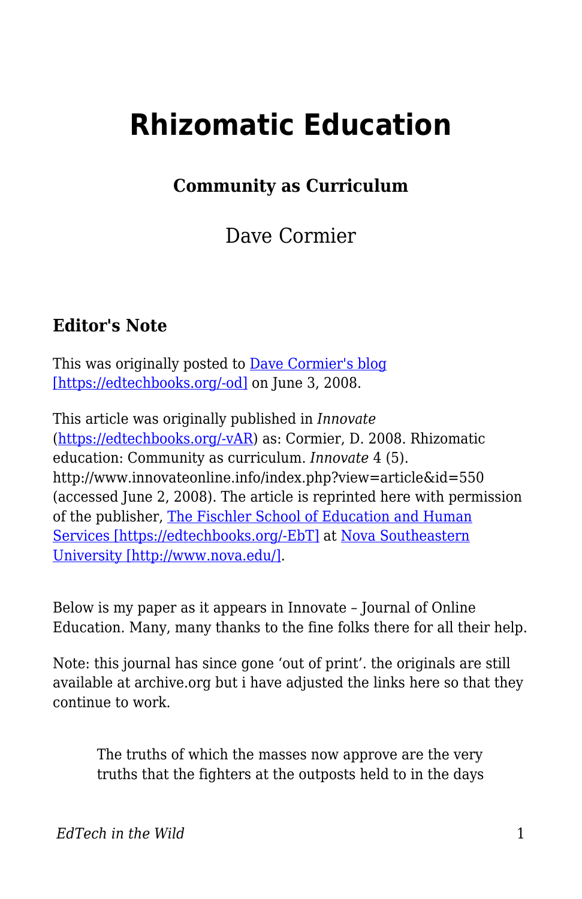# Rhizomatic Education

### Community as Curriculum

Dave Cormier

### Editor's Note

This was originally posted to Dave Cormier's blog [https://edtechbooks.org/-od] on June 3, 2008.

This article was originally published in *Innovate* (https://edtechbooks.org/-vAR) as: Cormier, D. 2008. Rhizomatic education: Community as curriculum. *Innovate* 4 (5). http://www.innovateonline.info/index.php?view=article&id=550 (accessed June 2, 2008). The article is reprinted here with permission of the publisher, The Fischler School of Education and Human Services [https://edtechbooks.org/-EbT] at Nova Southeastern University [http://www.nova.edu/].

Below is my paper as it appears in Innovate – Journal of Online Education. Many, many thanks to the fine folks there for all their help.

Note: this journal has since gone 'out of print'. the originals are still available at archive.org but i have adjusted the links here so that they continue to work.

> The truths of which the masses now approve are the very truths that the fighters at the outposts held to in the days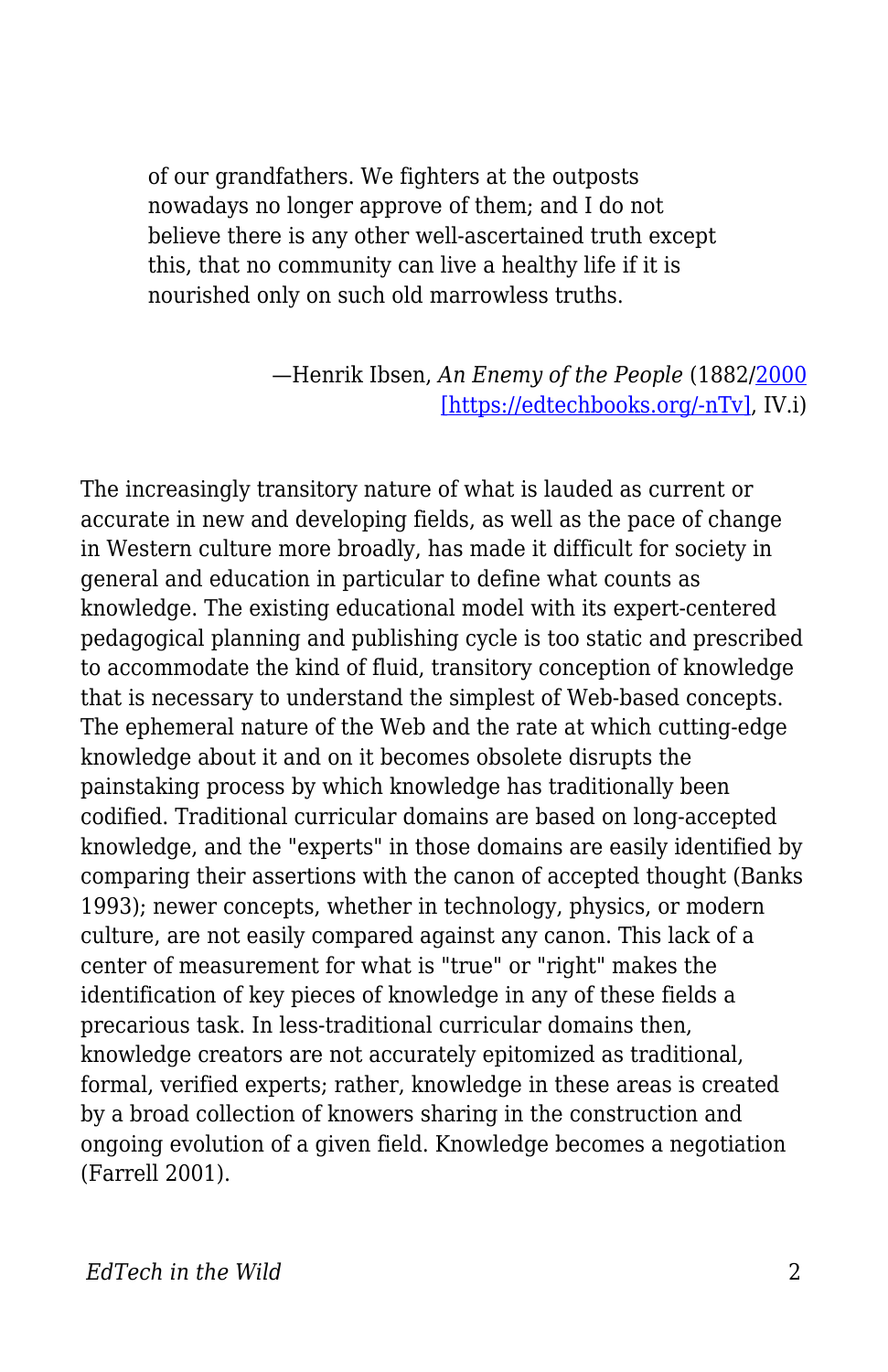> of our grandfathers. We fighters at the outposts nowadays no longer approve of them; and I do not believe there is any other well-ascertained truth except this, that no community can live a healthy life if it is nourished only on such old marrowless truths.
>
> —Henrik Ibsen, *An Enemy of the People* (1882/2000 [https://edtechbooks.org/-nTv], IV.i)

The increasingly transitory nature of what is lauded as current or accurate in new and developing fields, as well as the pace of change in Western culture more broadly, has made it difficult for society in general and education in particular to define what counts as knowledge. The existing educational model with its expert-centered pedagogical planning and publishing cycle is too static and prescribed to accommodate the kind of fluid, transitory conception of knowledge that is necessary to understand the simplest of Web-based concepts. The ephemeral nature of the Web and the rate at which cutting-edge knowledge about it and on it becomes obsolete disrupts the painstaking process by which knowledge has traditionally been codified. Traditional curricular domains are based on long-accepted knowledge, and the "experts" in those domains are easily identified by comparing their assertions with the canon of accepted thought (Banks 1993); newer concepts, whether in technology, physics, or modern culture, are not easily compared against any canon. This lack of a center of measurement for what is "true" or "right" makes the identification of key pieces of knowledge in any of these fields a precarious task. In less-traditional curricular domains then, knowledge creators are not accurately epitomized as traditional, formal, verified experts; rather, knowledge in these areas is created by a broad collection of knowers sharing in the construction and ongoing evolution of a given field. Knowledge becomes a negotiation (Farrell 2001).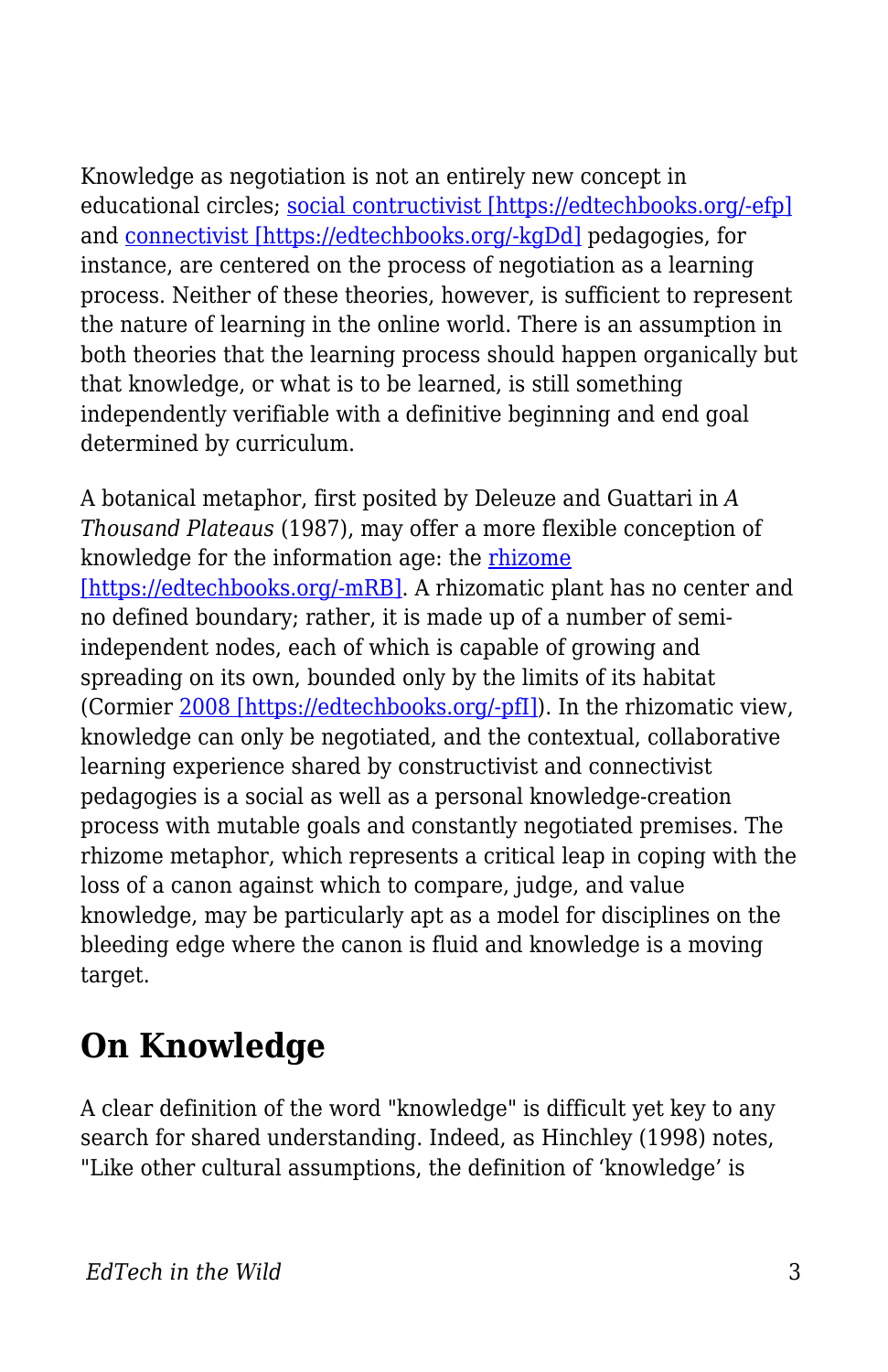Knowledge as negotiation is not an entirely new concept in educational circles; [social contructivist [https://edtechbooks.org/-efp]](https://edtechbooks.org/-efp) and [connectivist [https://edtechbooks.org/-kgDd]](https://edtechbooks.org/-kgDd) pedagogies, for instance, are centered on the process of negotiation as a learning process. Neither of these theories, however, is sufficient to represent the nature of learning in the online world. There is an assumption in both theories that the learning process should happen organically but that knowledge, or what is to be learned, is still something independently verifiable with a definitive beginning and end goal determined by curriculum.

A botanical metaphor, first posited by Deleuze and Guattari in *A Thousand Plateaus* (1987), may offer a more flexible conception of knowledge for the information age: the [rhizome [https://edtechbooks.org/-mRB]](https://edtechbooks.org/-mRB). A rhizomatic plant has no center and no defined boundary; rather, it is made up of a number of semi-independent nodes, each of which is capable of growing and spreading on its own, bounded only by the limits of its habitat (Cormier [2008 [https://edtechbooks.org/-pfI]](https://edtechbooks.org/-pfI)). In the rhizomatic view, knowledge can only be negotiated, and the contextual, collaborative learning experience shared by constructivist and connectivist pedagogies is a social as well as a personal knowledge-creation process with mutable goals and constantly negotiated premises. The rhizome metaphor, which represents a critical leap in coping with the loss of a canon against which to compare, judge, and value knowledge, may be particularly apt as a model for disciplines on the bleeding edge where the canon is fluid and knowledge is a moving target.

## On Knowledge

A clear definition of the word "knowledge" is difficult yet key to any search for shared understanding. Indeed, as Hinchley (1998) notes, "Like other cultural assumptions, the definition of 'knowledge' is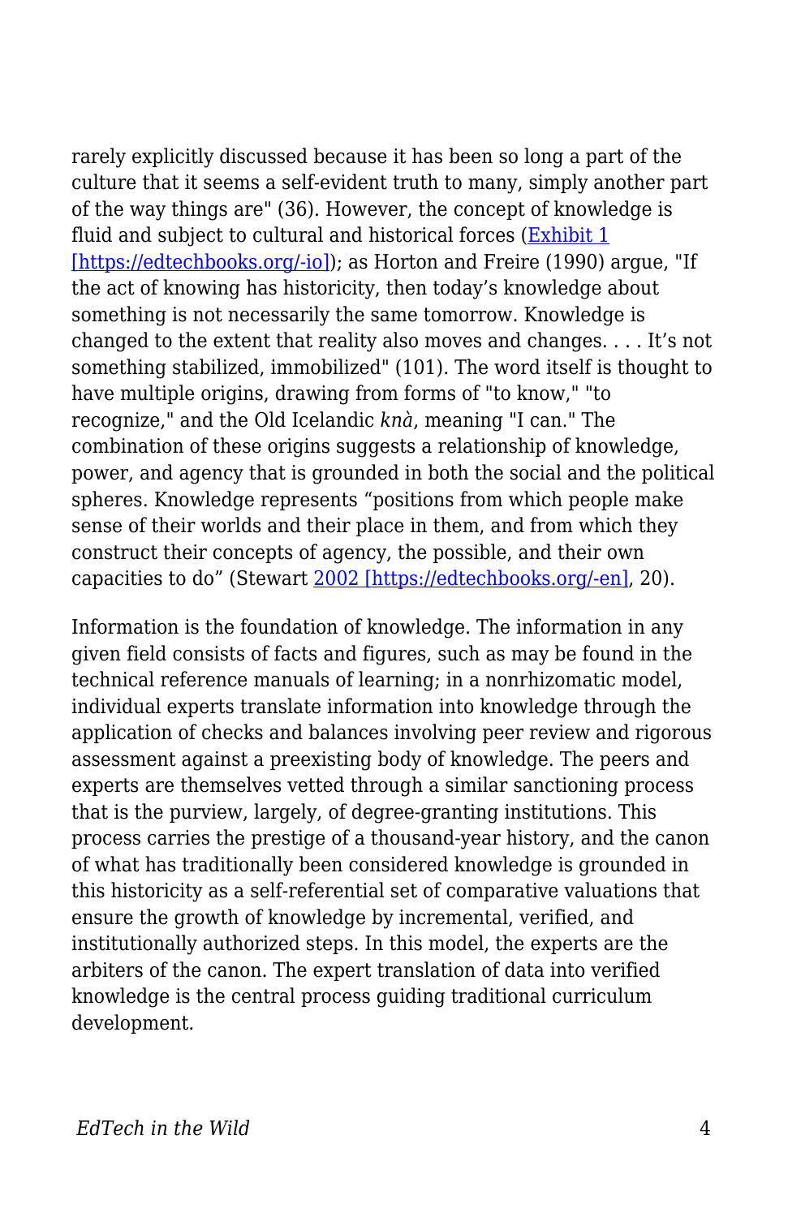rarely explicitly discussed because it has been so long a part of the culture that it seems a self-evident truth to many, simply another part of the way things are" (36). However, the concept of knowledge is fluid and subject to cultural and historical forces ([Exhibit 1 [https://edtechbooks.org/-io]](https://edtechbooks.org/-io)); as Horton and Freire (1990) argue, "If the act of knowing has historicity, then today's knowledge about something is not necessarily the same tomorrow. Knowledge is changed to the extent that reality also moves and changes. . . . It's not something stabilized, immobilized" (101). The word itself is thought to have multiple origins, drawing from forms of "to know," "to recognize," and the Old Icelandic *knà*, meaning "I can." The combination of these origins suggests a relationship of knowledge, power, and agency that is grounded in both the social and the political spheres. Knowledge represents "positions from which people make sense of their worlds and their place in them, and from which they construct their concepts of agency, the possible, and their own capacities to do" (Stewart [2002 [https://edtechbooks.org/-en]](https://edtechbooks.org/-en), 20).

Information is the foundation of knowledge. The information in any given field consists of facts and figures, such as may be found in the technical reference manuals of learning; in a nonrhizomatic model, individual experts translate information into knowledge through the application of checks and balances involving peer review and rigorous assessment against a preexisting body of knowledge. The peers and experts are themselves vetted through a similar sanctioning process that is the purview, largely, of degree-granting institutions. This process carries the prestige of a thousand-year history, and the canon of what has traditionally been considered knowledge is grounded in this historicity as a self-referential set of comparative valuations that ensure the growth of knowledge by incremental, verified, and institutionally authorized steps. In this model, the experts are the arbiters of the canon. The expert translation of data into verified knowledge is the central process guiding traditional curriculum development.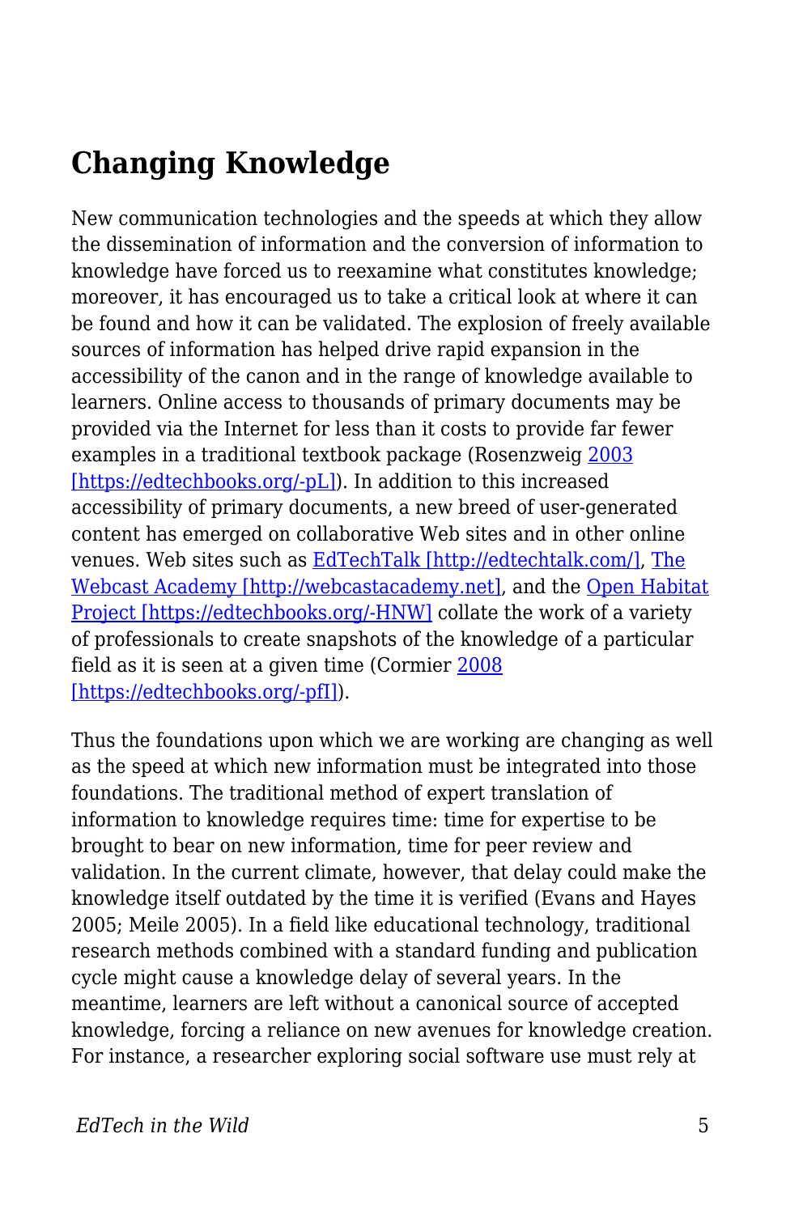## Changing Knowledge

New communication technologies and the speeds at which they allow the dissemination of information and the conversion of information to knowledge have forced us to reexamine what constitutes knowledge; moreover, it has encouraged us to take a critical look at where it can be found and how it can be validated. The explosion of freely available sources of information has helped drive rapid expansion in the accessibility of the canon and in the range of knowledge available to learners. Online access to thousands of primary documents may be provided via the Internet for less than it costs to provide far fewer examples in a traditional textbook package (Rosenzweig [2003 [https://edtechbooks.org/-pL]](https://edtechbooks.org/-pL)). In addition to this increased accessibility of primary documents, a new breed of user-generated content has emerged on collaborative Web sites and in other online venues. Web sites such as [EdTechTalk [http://edtechtalk.com/]](http://edtechtalk.com/), [The Webcast Academy [http://webcastacademy.net]](http://webcastacademy.net), and the [Open Habitat Project [https://edtechbooks.org/-HNW]](https://edtechbooks.org/-HNW) collate the work of a variety of professionals to create snapshots of the knowledge of a particular field as it is seen at a given time (Cormier [2008 [https://edtechbooks.org/-pfI]](https://edtechbooks.org/-pfI)).

Thus the foundations upon which we are working are changing as well as the speed at which new information must be integrated into those foundations. The traditional method of expert translation of information to knowledge requires time: time for expertise to be brought to bear on new information, time for peer review and validation. In the current climate, however, that delay could make the knowledge itself outdated by the time it is verified (Evans and Hayes 2005; Meile 2005). In a field like educational technology, traditional research methods combined with a standard funding and publication cycle might cause a knowledge delay of several years. In the meantime, learners are left without a canonical source of accepted knowledge, forcing a reliance on new avenues for knowledge creation. For instance, a researcher exploring social software use must rely at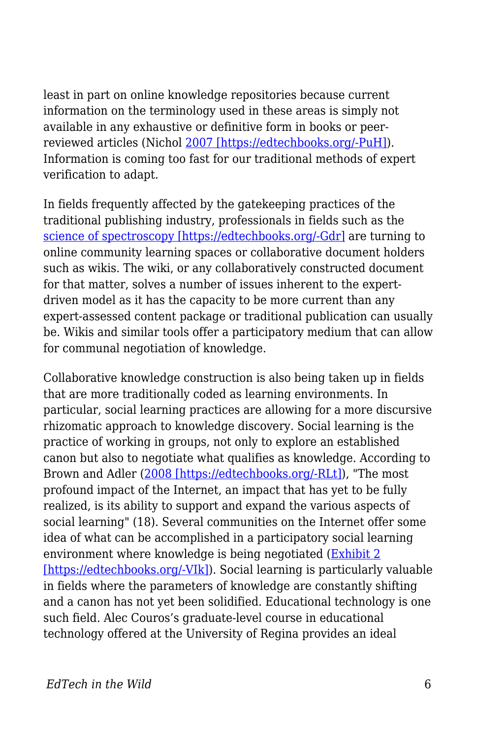least in part on online knowledge repositories because current information on the terminology used in these areas is simply not available in any exhaustive or definitive form in books or peer-reviewed articles (Nichol [2007 [https://edtechbooks.org/-PuH]](https://edtechbooks.org/-PuH)). Information is coming too fast for our traditional methods of expert verification to adapt.

In fields frequently affected by the gatekeeping practices of the traditional publishing industry, professionals in fields such as the [science of spectroscopy [https://edtechbooks.org/-Gdr]](https://edtechbooks.org/-Gdr) are turning to online community learning spaces or collaborative document holders such as wikis. The wiki, or any collaboratively constructed document for that matter, solves a number of issues inherent to the expert-driven model as it has the capacity to be more current than any expert-assessed content package or traditional publication can usually be. Wikis and similar tools offer a participatory medium that can allow for communal negotiation of knowledge.

Collaborative knowledge construction is also being taken up in fields that are more traditionally coded as learning environments. In particular, social learning practices are allowing for a more discursive rhizomatic approach to knowledge discovery. Social learning is the practice of working in groups, not only to explore an established canon but also to negotiate what qualifies as knowledge. According to Brown and Adler ([2008 [https://edtechbooks.org/-RLt]](https://edtechbooks.org/-RLt)), "The most profound impact of the Internet, an impact that has yet to be fully realized, is its ability to support and expand the various aspects of social learning" (18). Several communities on the Internet offer some idea of what can be accomplished in a participatory social learning environment where knowledge is being negotiated ([Exhibit 2 [https://edtechbooks.org/-VIk]](https://edtechbooks.org/-VIk)). Social learning is particularly valuable in fields where the parameters of knowledge are constantly shifting and a canon has not yet been solidified. Educational technology is one such field. Alec Couros's graduate-level course in educational technology offered at the University of Regina provides an ideal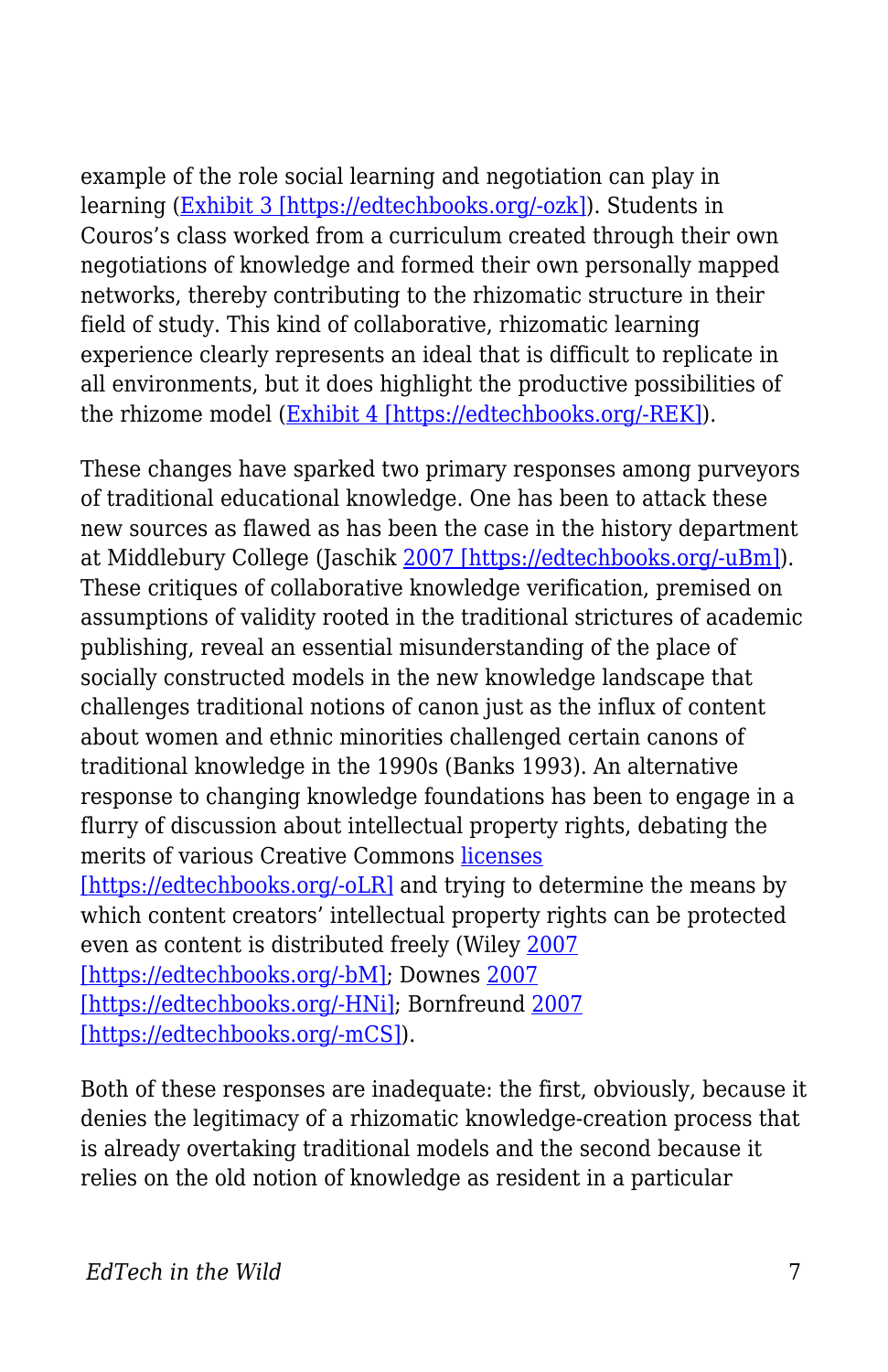example of the role social learning and negotiation can play in learning (Exhibit 3 [https://edtechbooks.org/-ozk]). Students in Couros's class worked from a curriculum created through their own negotiations of knowledge and formed their own personally mapped networks, thereby contributing to the rhizomatic structure in their field of study. This kind of collaborative, rhizomatic learning experience clearly represents an ideal that is difficult to replicate in all environments, but it does highlight the productive possibilities of the rhizome model (Exhibit 4 [https://edtechbooks.org/-REK]).

These changes have sparked two primary responses among purveyors of traditional educational knowledge. One has been to attack these new sources as flawed as has been the case in the history department at Middlebury College (Jaschik 2007 [https://edtechbooks.org/-uBm]). These critiques of collaborative knowledge verification, premised on assumptions of validity rooted in the traditional strictures of academic publishing, reveal an essential misunderstanding of the place of socially constructed models in the new knowledge landscape that challenges traditional notions of canon just as the influx of content about women and ethnic minorities challenged certain canons of traditional knowledge in the 1990s (Banks 1993). An alternative response to changing knowledge foundations has been to engage in a flurry of discussion about intellectual property rights, debating the merits of various Creative Commons licenses [https://edtechbooks.org/-oLR] and trying to determine the means by which content creators' intellectual property rights can be protected even as content is distributed freely (Wiley 2007 [https://edtechbooks.org/-bM]; Downes 2007 [https://edtechbooks.org/-HNi]; Bornfreund 2007 [https://edtechbooks.org/-mCS]).

Both of these responses are inadequate: the first, obviously, because it denies the legitimacy of a rhizomatic knowledge-creation process that is already overtaking traditional models and the second because it relies on the old notion of knowledge as resident in a particular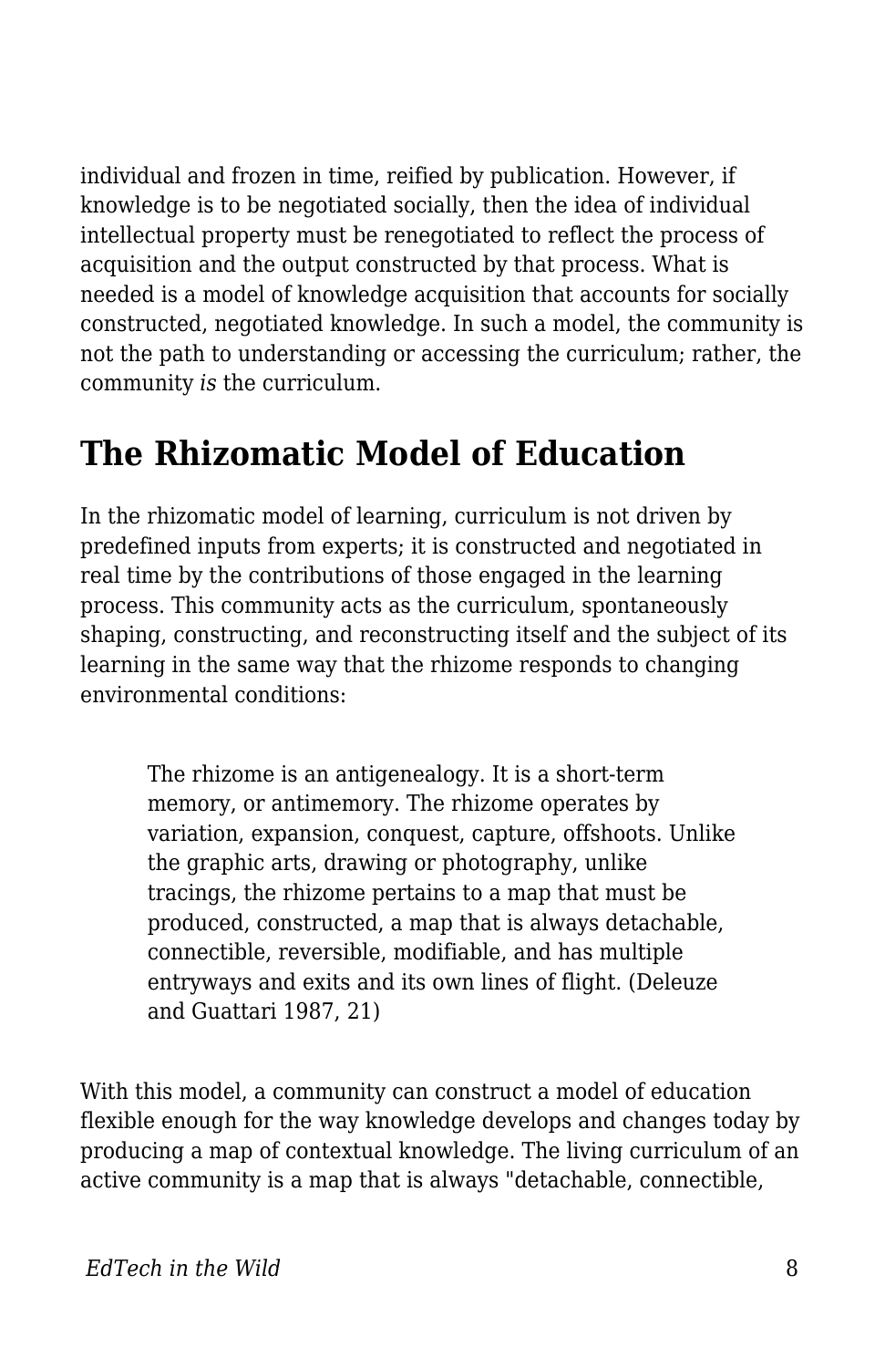individual and frozen in time, reified by publication. However, if knowledge is to be negotiated socially, then the idea of individual intellectual property must be renegotiated to reflect the process of acquisition and the output constructed by that process. What is needed is a model of knowledge acquisition that accounts for socially constructed, negotiated knowledge. In such a model, the community is not the path to understanding or accessing the curriculum; rather, the community *is* the curriculum.

## The Rhizomatic Model of Education

In the rhizomatic model of learning, curriculum is not driven by predefined inputs from experts; it is constructed and negotiated in real time by the contributions of those engaged in the learning process. This community acts as the curriculum, spontaneously shaping, constructing, and reconstructing itself and the subject of its learning in the same way that the rhizome responds to changing environmental conditions:

> The rhizome is an antigenealogy. It is a short-term memory, or antimemory. The rhizome operates by variation, expansion, conquest, capture, offshoots. Unlike the graphic arts, drawing or photography, unlike tracings, the rhizome pertains to a map that must be produced, constructed, a map that is always detachable, connectible, reversible, modifiable, and has multiple entryways and exits and its own lines of flight. (Deleuze and Guattari 1987, 21)

With this model, a community can construct a model of education flexible enough for the way knowledge develops and changes today by producing a map of contextual knowledge. The living curriculum of an active community is a map that is always "detachable, connectible,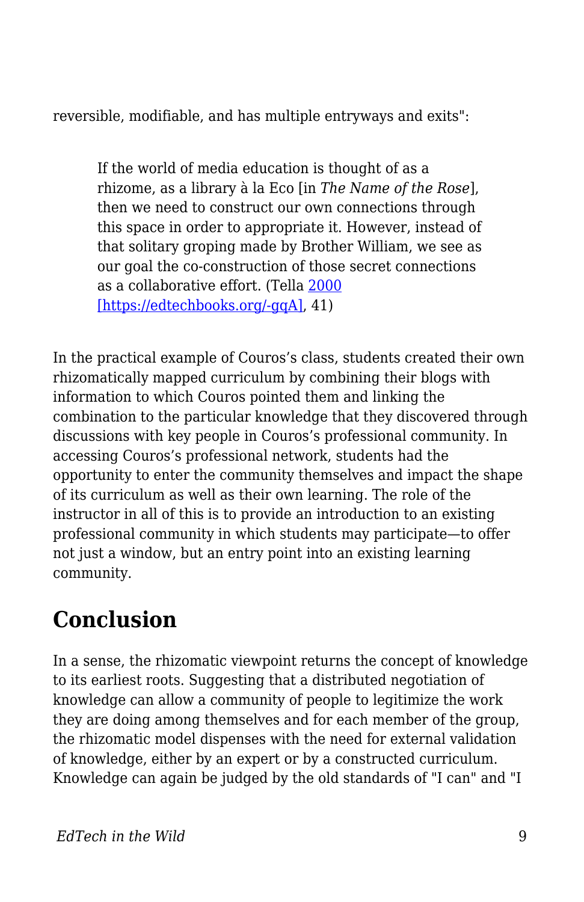reversible, modifiable, and has multiple entryways and exits":

> If the world of media education is thought of as a rhizome, as a library à la Eco [in *The Name of the Rose*], then we need to construct our own connections through this space in order to appropriate it. However, instead of that solitary groping made by Brother William, we see as our goal the co-construction of those secret connections as a collaborative effort. (Tella [2000 [https://edtechbooks.org/-gqA]](https://edtechbooks.org/-gqA), 41)

In the practical example of Couros's class, students created their own rhizomatically mapped curriculum by combining their blogs with information to which Couros pointed them and linking the combination to the particular knowledge that they discovered through discussions with key people in Couros's professional community. In accessing Couros's professional network, students had the opportunity to enter the community themselves and impact the shape of its curriculum as well as their own learning. The role of the instructor in all of this is to provide an introduction to an existing professional community in which students may participate—to offer not just a window, but an entry point into an existing learning community.

## Conclusion

In a sense, the rhizomatic viewpoint returns the concept of knowledge to its earliest roots. Suggesting that a distributed negotiation of knowledge can allow a community of people to legitimize the work they are doing among themselves and for each member of the group, the rhizomatic model dispenses with the need for external validation of knowledge, either by an expert or by a constructed curriculum. Knowledge can again be judged by the old standards of "I can" and "I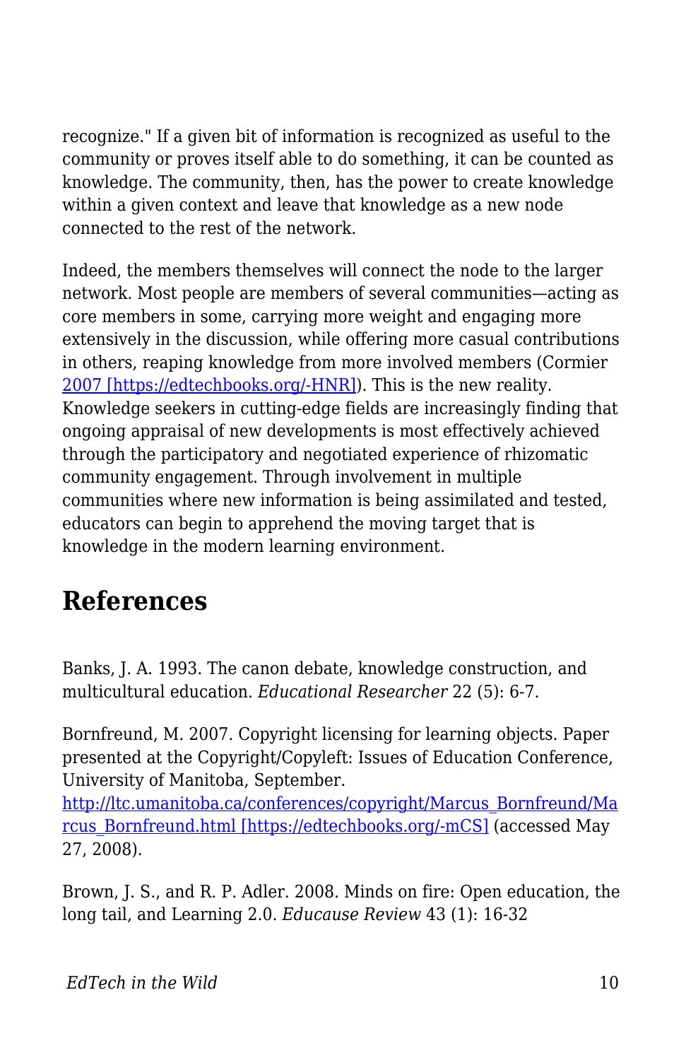recognize." If a given bit of information is recognized as useful to the community or proves itself able to do something, it can be counted as knowledge. The community, then, has the power to create knowledge within a given context and leave that knowledge as a new node connected to the rest of the network.

Indeed, the members themselves will connect the node to the larger network. Most people are members of several communities—acting as core members in some, carrying more weight and engaging more extensively in the discussion, while offering more casual contributions in others, reaping knowledge from more involved members (Cormier [2007 [https://edtechbooks.org/-HNR]](https://edtechbooks.org/-HNR)). This is the new reality. Knowledge seekers in cutting-edge fields are increasingly finding that ongoing appraisal of new developments is most effectively achieved through the participatory and negotiated experience of rhizomatic community engagement. Through involvement in multiple communities where new information is being assimilated and tested, educators can begin to apprehend the moving target that is knowledge in the modern learning environment.

## References

Banks, J. A. 1993. The canon debate, knowledge construction, and multicultural education. *Educational Researcher* 22 (5): 6-7.

Bornfreund, M. 2007. Copyright licensing for learning objects. Paper presented at the Copyright/Copyleft: Issues of Education Conference, University of Manitoba, September. [http://ltc.umanitoba.ca/conferences/copyright/Marcus_Bornfreund/Marcus_Bornfreund.html [https://edtechbooks.org/-mCS]](https://edtechbooks.org/-mCS) (accessed May 27, 2008).

Brown, J. S., and R. P. Adler. 2008. Minds on fire: Open education, the long tail, and Learning 2.0. *Educause Review* 43 (1): 16-32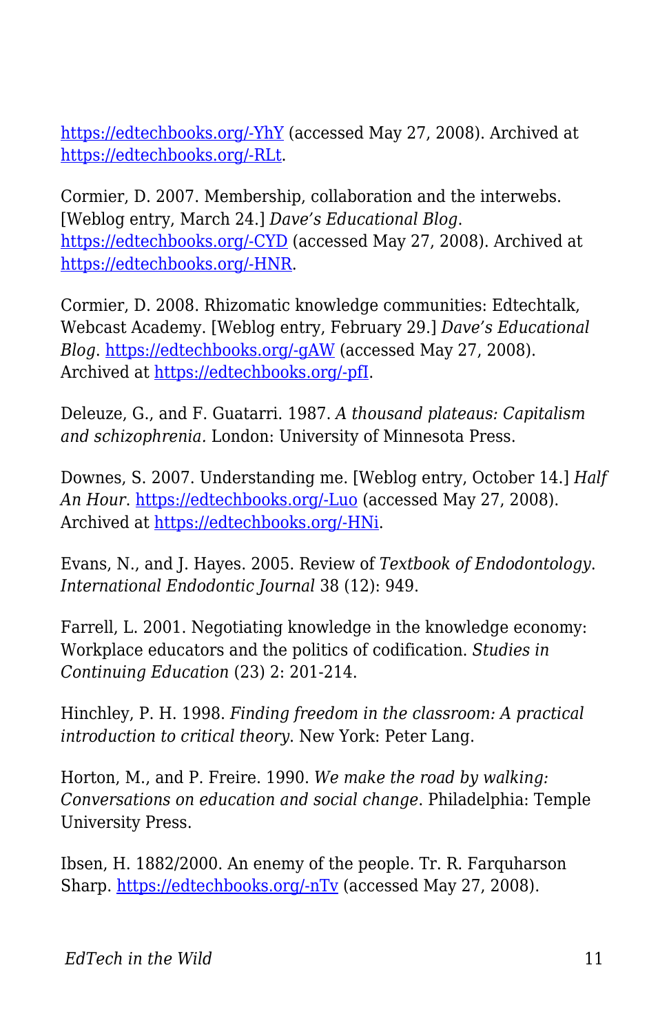https://edtechbooks.org/-YhY (accessed May 27, 2008). Archived at https://edtechbooks.org/-RLt.

Cormier, D. 2007. Membership, collaboration and the interwebs. [Weblog entry, March 24.] *Dave's Educational Blog*. https://edtechbooks.org/-CYD (accessed May 27, 2008). Archived at https://edtechbooks.org/-HNR.

Cormier, D. 2008. Rhizomatic knowledge communities: Edtechtalk, Webcast Academy. [Weblog entry, February 29.] *Dave's Educational Blog*. https://edtechbooks.org/-gAW (accessed May 27, 2008). Archived at https://edtechbooks.org/-pfI.

Deleuze, G., and F. Guatarri. 1987. *A thousand plateaus: Capitalism and schizophrenia.* London: University of Minnesota Press.

Downes, S. 2007. Understanding me. [Weblog entry, October 14.] *Half An Hour*. https://edtechbooks.org/-Luo (accessed May 27, 2008). Archived at https://edtechbooks.org/-HNi.

Evans, N., and J. Hayes. 2005. Review of *Textbook of Endodontology*. *International Endodontic Journal* 38 (12): 949.

Farrell, L. 2001. Negotiating knowledge in the knowledge economy: Workplace educators and the politics of codification. *Studies in Continuing Education* (23) 2: 201-214.

Hinchley, P. H. 1998. *Finding freedom in the classroom: A practical introduction to critical theory*. New York: Peter Lang.

Horton, M., and P. Freire. 1990. *We make the road by walking: Conversations on education and social change*. Philadelphia: Temple University Press.

Ibsen, H. 1882/2000. An enemy of the people. Tr. R. Farquharson Sharp. https://edtechbooks.org/-nTv (accessed May 27, 2008).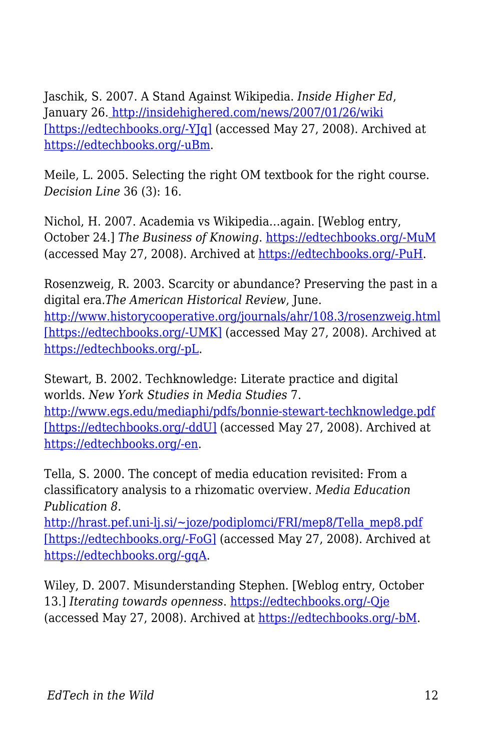Jaschik, S. 2007. A Stand Against Wikipedia. *Inside Higher Ed*, January 26. http://insidehighered.com/news/2007/01/26/wiki [https://edtechbooks.org/-YJq] (accessed May 27, 2008). Archived at https://edtechbooks.org/-uBm.

Meile, L. 2005. Selecting the right OM textbook for the right course. *Decision Line* 36 (3): 16.

Nichol, H. 2007. Academia vs Wikipedia…again. [Weblog entry, October 24.] *The Business of Knowing*. https://edtechbooks.org/-MuM (accessed May 27, 2008). Archived at https://edtechbooks.org/-PuH.

Rosenzweig, R. 2003. Scarcity or abundance? Preserving the past in a digital era.*The American Historical Review*, June. http://www.historycooperative.org/journals/ahr/108.3/rosenzweig.html [https://edtechbooks.org/-UMK] (accessed May 27, 2008). Archived at https://edtechbooks.org/-pL.

Stewart, B. 2002. Techknowledge: Literate practice and digital worlds. *New York Studies in Media Studies* 7. http://www.egs.edu/mediaphi/pdfs/bonnie-stewart-techknowledge.pdf [https://edtechbooks.org/-ddU] (accessed May 27, 2008). Archived at https://edtechbooks.org/-en.

Tella, S. 2000. The concept of media education revisited: From a classificatory analysis to a rhizomatic overview. *Media Education Publication 8*. http://hrast.pef.uni-lj.si/~joze/podiplomci/FRI/mep8/Tella_mep8.pdf [https://edtechbooks.org/-FoG] (accessed May 27, 2008). Archived at https://edtechbooks.org/-gqA.

Wiley, D. 2007. Misunderstanding Stephen. [Weblog entry, October 13.] *Iterating towards openness*. https://edtechbooks.org/-Qje (accessed May 27, 2008). Archived at https://edtechbooks.org/-bM.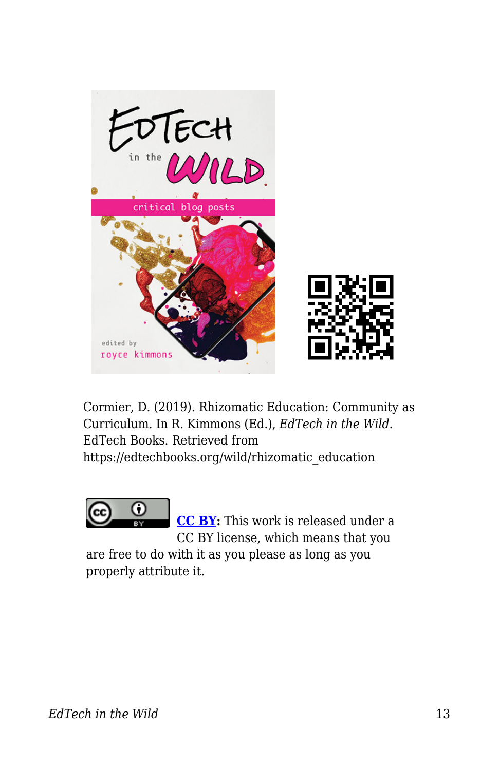Cormier, D. (2019). Rhizomatic Education: Community as Curriculum. In R. Kimmons (Ed.), *EdTech in the Wild*. EdTech Books. Retrieved from https://edtechbooks.org/wild/rhizomatic_education

**CC BY:** This work is released under a CC BY license, which means that you are free to do with it as you please as long as you properly attribute it.